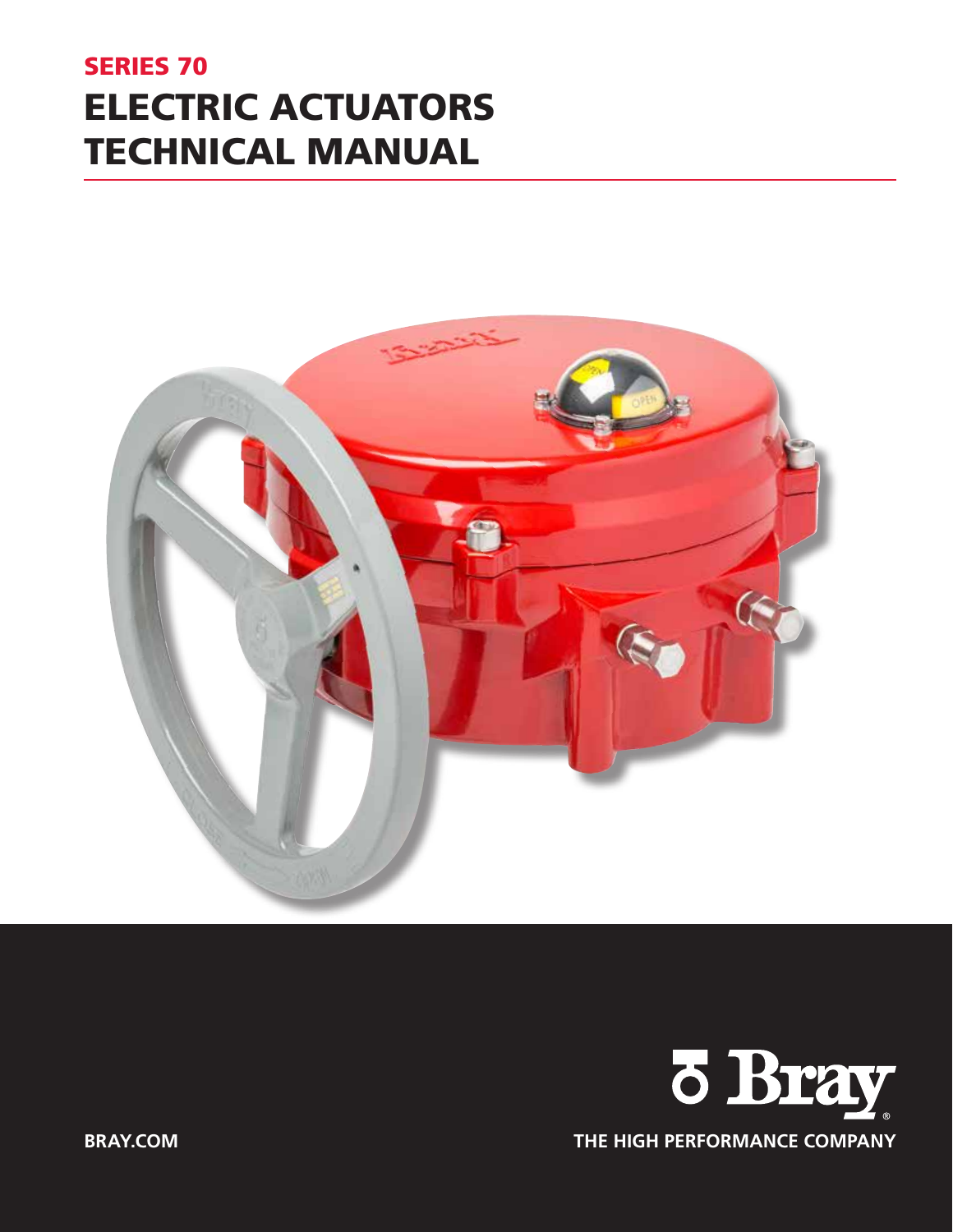## SERIES 70

# ELECTRIC ACTUATORS TECHNICAL MANUAL

BRAY.COM

THE HIGH PERFORMANCE COMPANY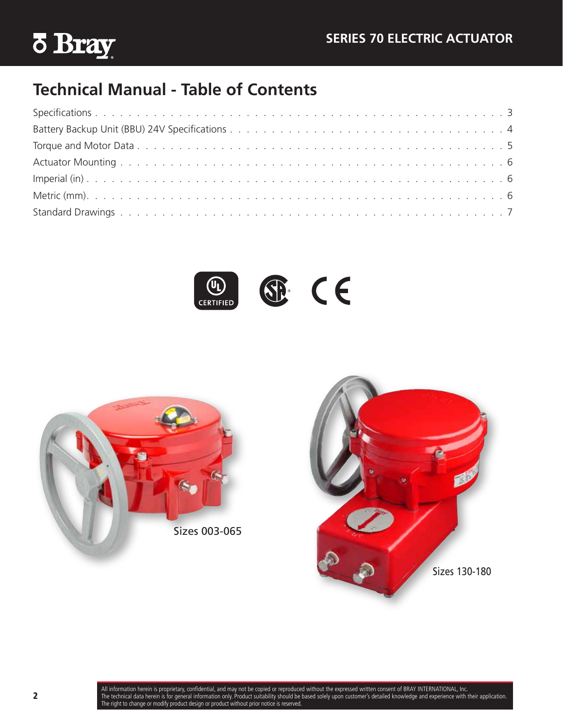# Technical Manual - Table of Contents

| | |
|---|---|
| Specifications | 3 |
| Battery Backup Unit (BBU) 24V Specifications | 4 |
| Torque and Motor Data | 5 |
| Actuator Mounting | 6 |
| Imperial (in) | 6 |
| Metric (mm) | 6 |
| Standard Drawings | 7 |

Sizes 003-065

Sizes 130-180

All information herein is proprietary, confidential, and may not be copied or reproduced without the expressed written consent of BRAY INTERNATIONAL, Inc.
The technical data herein is for general information only. Product suitability should be based solely upon customer's detailed knowledge and experience with their application.
The right to change or modify product design or product without prior notice is reserved.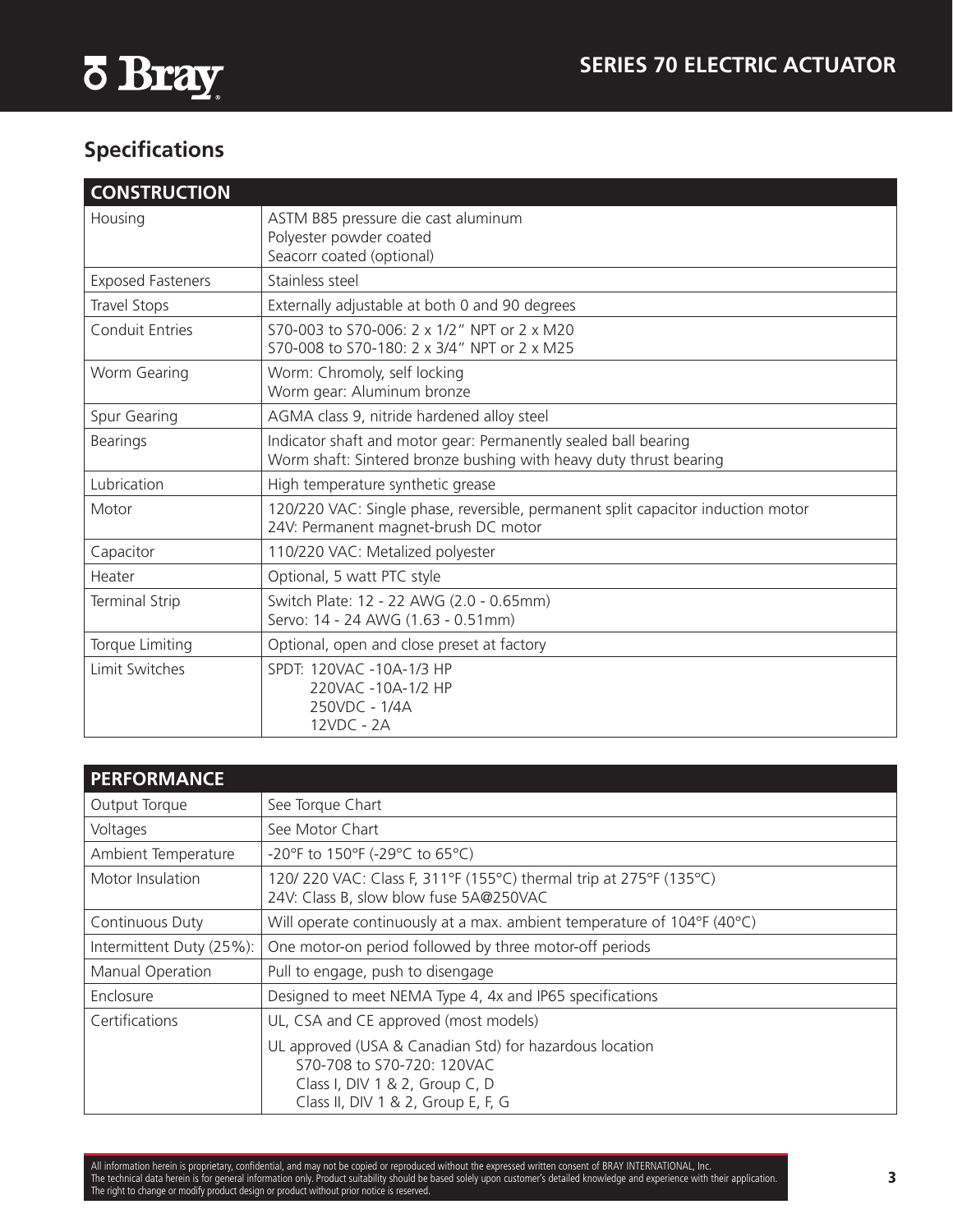## Specifications

| CONSTRUCTION | |
|---|---|
| Housing | ASTM B85 pressure die cast aluminum<br>Polyester powder coated<br>Seacorr coated (optional) |
| Exposed Fasteners | Stainless steel |
| Travel Stops | Externally adjustable at both 0 and 90 degrees |
| Conduit Entries | S70-003 to S70-006: 2 x 1/2" NPT or 2 x M20<br>S70-008 to S70-180: 2 x 3/4" NPT or 2 x M25 |
| Worm Gearing | Worm: Chromoly, self locking<br>Worm gear: Aluminum bronze |
| Spur Gearing | AGMA class 9, nitride hardened alloy steel |
| Bearings | Indicator shaft and motor gear: Permanently sealed ball bearing<br>Worm shaft: Sintered bronze bushing with heavy duty thrust bearing |
| Lubrication | High temperature synthetic grease |
| Motor | 120/220 VAC: Single phase, reversible, permanent split capacitor induction motor<br>24V: Permanent magnet-brush DC motor |
| Capacitor | 110/220 VAC: Metalized polyester |
| Heater | Optional, 5 watt PTC style |
| Terminal Strip | Switch Plate: 12 - 22 AWG (2.0 - 0.65mm)<br>Servo: 14 - 24 AWG (1.63 - 0.51mm) |
| Torque Limiting | Optional, open and close preset at factory |
| Limit Switches | SPDT: 120VAC -10A-1/3 HP<br>220VAC -10A-1/2 HP<br>250VDC - 1/4A<br>12VDC - 2A |

| PERFORMANCE | |
|---|---|
| Output Torque | See Torque Chart |
| Voltages | See Motor Chart |
| Ambient Temperature | -20°F to 150°F (-29°C to 65°C) |
| Motor Insulation | 120/ 220 VAC: Class F, 311°F (155°C) thermal trip at 275°F (135°C)<br>24V: Class B, slow blow fuse 5A@250VAC |
| Continuous Duty | Will operate continuously at a max. ambient temperature of 104°F (40°C) |
| Intermittent Duty (25%): | One motor-on period followed by three motor-off periods |
| Manual Operation | Pull to engage, push to disengage |
| Enclosure | Designed to meet NEMA Type 4, 4x and IP65 specifications |
| Certifications | UL, CSA and CE approved (most models)<br>UL approved (USA & Canadian Std) for hazardous location<br>S70-708 to S70-720: 120VAC<br>Class I, DIV 1 & 2, Group C, D<br>Class II, DIV 1 & 2, Group E, F, G |

All information herein is proprietary, confidential, and may not be copied or reproduced without the expressed written consent of BRAY INTERNATIONAL, Inc.
The technical data herein is for general information only. Product suitability should be based solely upon customer's detailed knowledge and experience with their application.
The right to change or modify product design or product without prior notice is reserved.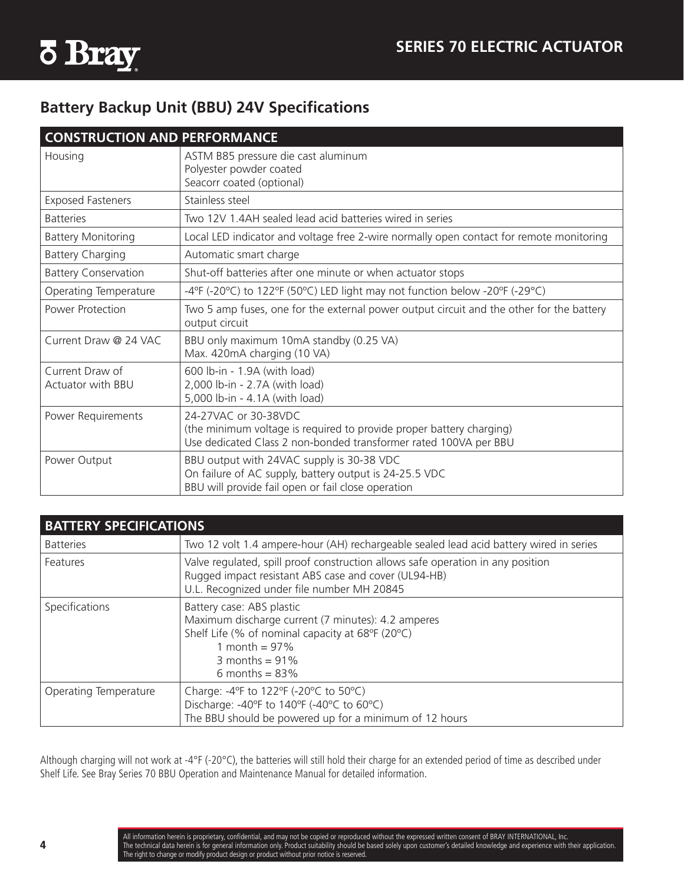## Battery Backup Unit (BBU) 24V Specifications

| CONSTRUCTION AND PERFORMANCE | |
|---|---|
| Housing | ASTM B85 pressure die cast aluminum<br>Polyester powder coated<br>Seacorr coated (optional) |
| Exposed Fasteners | Stainless steel |
| Batteries | Two 12V 1.4AH sealed lead acid batteries wired in series |
| Battery Monitoring | Local LED indicator and voltage free 2-wire normally open contact for remote monitoring |
| Battery Charging | Automatic smart charge |
| Battery Conservation | Shut-off batteries after one minute or when actuator stops |
| Operating Temperature | -4ºF (-20ºC) to 122ºF (50ºC) LED light may not function below -20ºF (-29°C) |
| Power Protection | Two 5 amp fuses, one for the external power output circuit and the other for the battery output circuit |
| Current Draw @ 24 VAC | BBU only maximum 10mA standby (0.25 VA)<br>Max. 420mA charging (10 VA) |
| Current Draw of Actuator with BBU | 600 lb-in - 1.9A (with load)<br>2,000 lb-in - 2.7A (with load)<br>5,000 lb-in - 4.1A (with load) |
| Power Requirements | 24-27VAC or 30-38VDC<br>(the minimum voltage is required to provide proper battery charging)<br>Use dedicated Class 2 non-bonded transformer rated 100VA per BBU |
| Power Output | BBU output with 24VAC supply is 30-38 VDC<br>On failure of AC supply, battery output is 24-25.5 VDC<br>BBU will provide fail open or fail close operation |

| BATTERY SPECIFICATIONS | |
|---|---|
| Batteries | Two 12 volt 1.4 ampere-hour (AH) rechargeable sealed lead acid battery wired in series |
| Features | Valve regulated, spill proof construction allows safe operation in any position<br>Rugged impact resistant ABS case and cover (UL94-HB)<br>U.L. Recognized under file number MH 20845 |
| Specifications | Battery case: ABS plastic<br>Maximum discharge current (7 minutes): 4.2 amperes<br>Shelf Life (% of nominal capacity at 68ºF (20ºC)<br>1 month = 97%<br>3 months = 91%<br>6 months = 83% |
| Operating Temperature | Charge: -4ºF to 122ºF (-20ºC to 50ºC)<br>Discharge: -40ºF to 140ºF (-40ºC to 60ºC)<br>The BBU should be powered up for a minimum of 12 hours |

Although charging will not work at -4°F (-20°C), the batteries will still hold their charge for an extended period of time as described under Shelf Life. See Bray Series 70 BBU Operation and Maintenance Manual for detailed information.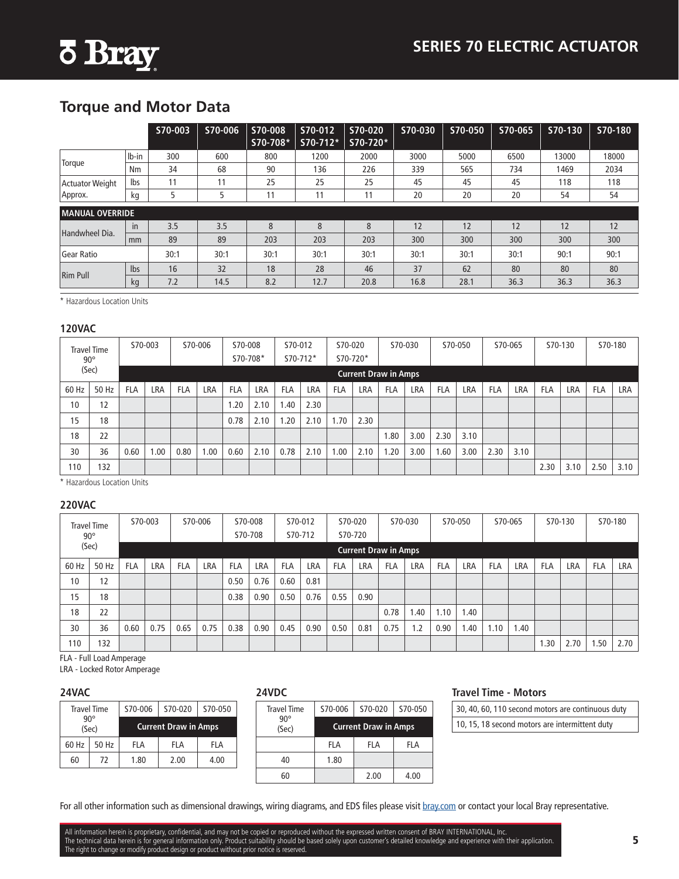## Torque and Motor Data

| | | S70-003 | S70-006 | S70-008 S70-708* | S70-012 S70-712* | S70-020 S70-720* | S70-030 | S70-050 | S70-065 | S70-130 | S70-180 |
|---|---|---|---|---|---|---|---|---|---|---|---|
| Torque | lb-in | 300 | 600 | 800 | 1200 | 2000 | 3000 | 5000 | 6500 | 13000 | 18000 |
| | Nm | 34 | 68 | 90 | 136 | 226 | 339 | 565 | 734 | 1469 | 2034 |
| Actuator Weight Approx. | lbs | 11 | 11 | 25 | 25 | 25 | 45 | 45 | 45 | 118 | 118 |
| | kg | 5 | 5 | 11 | 11 | 11 | 20 | 20 | 20 | 54 | 54 |
| **MANUAL OVERRIDE** | | | | | | | | | | | |
| Handwheel Dia. | in | 3.5 | 3.5 | 8 | 8 | 8 | 12 | 12 | 12 | 12 | 12 |
| | mm | 89 | 89 | 203 | 203 | 203 | 300 | 300 | 300 | 300 | 300 |
| Gear Ratio | | 30:1 | 30:1 | 30:1 | 30:1 | 30:1 | 30:1 | 30:1 | 30:1 | 90:1 | 90:1 |
| Rim Pull | lbs | 16 | 32 | 18 | 28 | 46 | 37 | 62 | 80 | 80 | 80 |
| | kg | 7.2 | 14.5 | 8.2 | 12.7 | 20.8 | 16.8 | 28.1 | 36.3 | 36.3 | 36.3 |

\* Hazardous Location Units

### 120VAC

| Travel Time 90° (Sec) | | S70-003 | | S70-006 | | S70-008 S70-708* | | S70-012 S70-712* | | S70-020 S70-720* | | S70-030 | | S70-050 | | S70-065 | | S70-130 | | S70-180 | |
|---|---|---|---|---|---|---|---|---|---|---|---|---|---|---|---|---|---|---|---|---|---|
| | | Current Draw in Amps | | | | | | | | | | | | | | | | | | | | | |
| 60 Hz | 50 Hz | FLA | LRA | FLA | LRA | FLA | LRA | FLA | LRA | FLA | LRA | FLA | LRA | FLA | LRA | FLA | LRA | FLA | LRA | FLA | LRA |
| 10 | 12 | | | | | 1.20 | 2.10 | 1.40 | 2.30 | | | | | | | | | | | | |
| 15 | 18 | | | | | 0.78 | 2.10 | 1.20 | 2.10 | 1.70 | 2.30 | | | | | | | | | | |
| 18 | 22 | | | | | | | | | | | 1.80 | 3.00 | 2.30 | 3.10 | | | | | | |
| 30 | 36 | 0.60 | 1.00 | 0.80 | 1.00 | 0.60 | 2.10 | 0.78 | 2.10 | 1.00 | 2.10 | 1.20 | 3.00 | 1.60 | 3.00 | 2.30 | 3.10 | | | | |
| 110 | 132 | | | | | | | | | | | | | | | | | 2.30 | 3.10 | 2.50 | 3.10 |

\* Hazardous Location Units

### 220VAC

| Travel Time 90° (Sec) | | S70-003 | | S70-006 | | S70-008 S70-708 | | S70-012 S70-712 | | S70-020 S70-720 | | S70-030 | | S70-050 | | S70-065 | | S70-130 | | S70-180 | |
|---|---|---|---|---|---|---|---|---|---|---|---|---|---|---|---|---|---|---|---|---|---|
| | | Current Draw in Amps | | | | | | | | | | | | | | | | | | | | | |
| 60 Hz | 50 Hz | FLA | LRA | FLA | LRA | FLA | LRA | FLA | LRA | FLA | LRA | FLA | LRA | FLA | LRA | FLA | LRA | FLA | LRA | FLA | LRA |
| 10 | 12 | | | | | 0.50 | 0.76 | 0.60 | 0.81 | | | | | | | | | | | | |
| 15 | 18 | | | | | 0.38 | 0.90 | 0.50 | 0.76 | 0.55 | 0.90 | | | | | | | | | | |
| 18 | 22 | | | | | | | | | | | 0.78 | 1.40 | 1.10 | 1.40 | | | | | | |
| 30 | 36 | 0.60 | 0.75 | 0.65 | 0.75 | 0.38 | 0.90 | 0.45 | 0.90 | 0.50 | 0.81 | 0.75 | 1.2 | 0.90 | 1.40 | 1.10 | 1.40 | | | | |
| 110 | 132 | | | | | | | | | | | | | | | | | 1.30 | 2.70 | 1.50 | 2.70 |

FLA - Full Load Amperage

LRA - Locked Rotor Amperage

### 24VAC

| Travel Time 90° (Sec) | | S70-006 | S70-020 | S70-050 |
|---|---|---|---|---|
| | | Current Draw in Amps | | |
| 60 Hz | 50 Hz | FLA | FLA | FLA |
| 60 | 72 | 1.80 | 2.00 | 4.00 |

### 24VDC

| Travel Time 90° (Sec) | S70-006 | S70-020 | S70-050 |
|---|---|---|---|
| | Current Draw in Amps | | |
| | FLA | FLA | FLA |
| 40 | 1.80 | | |
| 60 | | 2.00 | 4.00 |

### Travel Time - Motors

| |
|---|
| 30, 40, 60, 110 second motors are continuous duty |
| 10, 15, 18 second motors are intermittent duty |

For all other information such as dimensional drawings, wiring diagrams, and EDS files please visit bray.com or contact your local Bray representative.

All information herein is proprietary, confidential, and may not be copied or reproduced without the expressed written consent of BRAY INTERNATIONAL, Inc.
The technical data herein is for general information only. Product suitability should be based solely upon customer's detailed knowledge and experience with their application.
The right to change or modify product design or product without prior notice is reserved.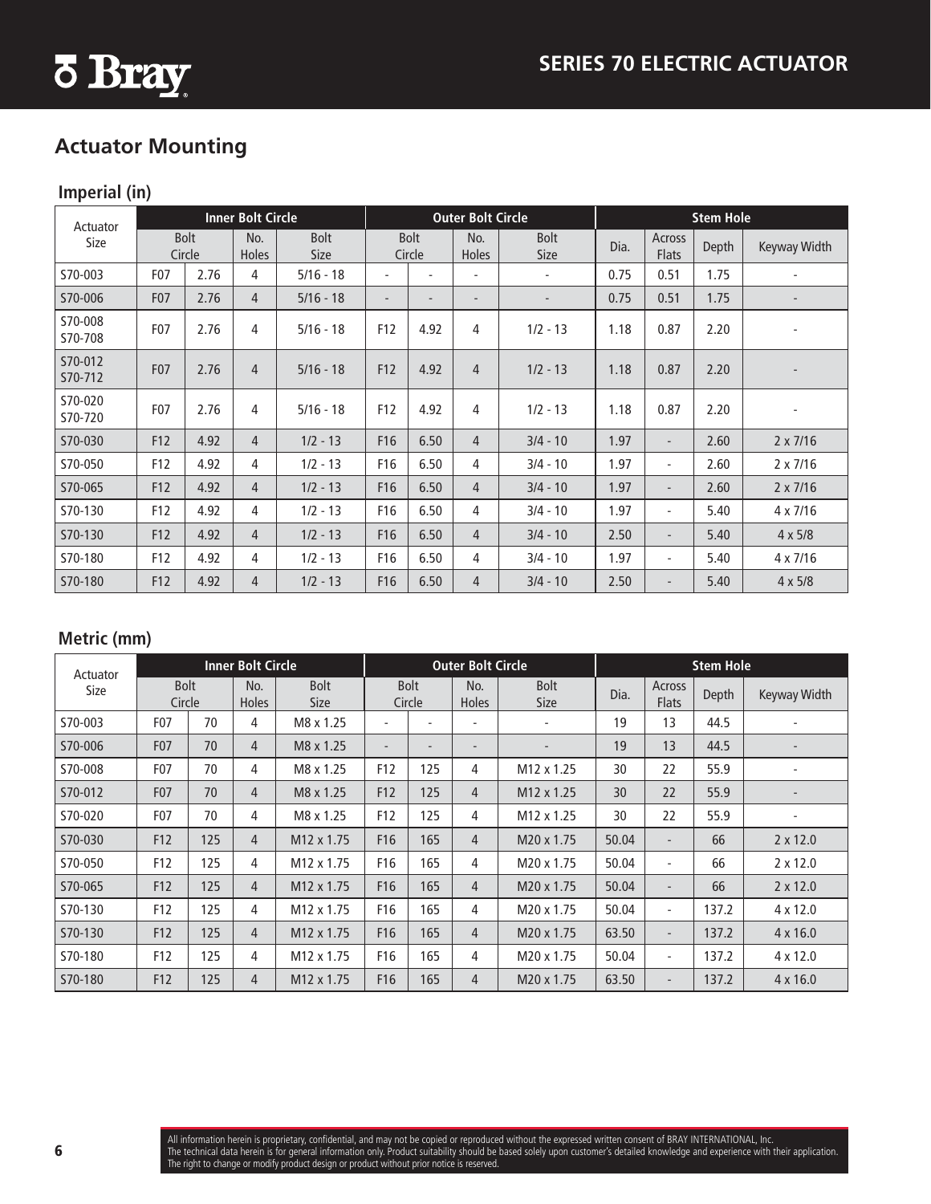## Actuator Mounting

### Imperial (in)

| Actuator Size | Inner Bolt Circle | | | | Outer Bolt Circle | | | | Stem Hole | | | |
|---|---|---|---|---|---|---|---|---|---|---|---|---|
| | Bolt Circle | | No. Holes | Bolt Size | Bolt Circle | | No. Holes | Bolt Size | Dia. | Across Flats | Depth | Keyway Width |
| S70-003 | F07 | 2.76 | 4 | 5/16 - 18 | - | - | - | - | 0.75 | 0.51 | 1.75 | - |
| S70-006 | F07 | 2.76 | 4 | 5/16 - 18 | - | - | - | - | 0.75 | 0.51 | 1.75 | - |
| S70-008 S70-708 | F07 | 2.76 | 4 | 5/16 - 18 | F12 | 4.92 | 4 | 1/2 - 13 | 1.18 | 0.87 | 2.20 | - |
| S70-012 S70-712 | F07 | 2.76 | 4 | 5/16 - 18 | F12 | 4.92 | 4 | 1/2 - 13 | 1.18 | 0.87 | 2.20 | - |
| S70-020 S70-720 | F07 | 2.76 | 4 | 5/16 - 18 | F12 | 4.92 | 4 | 1/2 - 13 | 1.18 | 0.87 | 2.20 | - |
| S70-030 | F12 | 4.92 | 4 | 1/2 - 13 | F16 | 6.50 | 4 | 3/4 - 10 | 1.97 | - | 2.60 | 2 x 7/16 |
| S70-050 | F12 | 4.92 | 4 | 1/2 - 13 | F16 | 6.50 | 4 | 3/4 - 10 | 1.97 | - | 2.60 | 2 x 7/16 |
| S70-065 | F12 | 4.92 | 4 | 1/2 - 13 | F16 | 6.50 | 4 | 3/4 - 10 | 1.97 | - | 2.60 | 2 x 7/16 |
| S70-130 | F12 | 4.92 | 4 | 1/2 - 13 | F16 | 6.50 | 4 | 3/4 - 10 | 1.97 | - | 5.40 | 4 x 7/16 |
| S70-130 | F12 | 4.92 | 4 | 1/2 - 13 | F16 | 6.50 | 4 | 3/4 - 10 | 2.50 | - | 5.40 | 4 x 5/8 |
| S70-180 | F12 | 4.92 | 4 | 1/2 - 13 | F16 | 6.50 | 4 | 3/4 - 10 | 1.97 | - | 5.40 | 4 x 7/16 |
| S70-180 | F12 | 4.92 | 4 | 1/2 - 13 | F16 | 6.50 | 4 | 3/4 - 10 | 2.50 | - | 5.40 | 4 x 5/8 |

### Metric (mm)

| Actuator Size | Inner Bolt Circle | | | | Outer Bolt Circle | | | | Stem Hole | | | |
|---|---|---|---|---|---|---|---|---|---|---|---|---|
| | Bolt Circle | | No. Holes | Bolt Size | Bolt Circle | | No. Holes | Bolt Size | Dia. | Across Flats | Depth | Keyway Width |
| S70-003 | F07 | 70 | 4 | M8 x 1.25 | - | - | - | - | 19 | 13 | 44.5 | - |
| S70-006 | F07 | 70 | 4 | M8 x 1.25 | - | - | - | - | 19 | 13 | 44.5 | - |
| S70-008 | F07 | 70 | 4 | M8 x 1.25 | F12 | 125 | 4 | M12 x 1.25 | 30 | 22 | 55.9 | - |
| S70-012 | F07 | 70 | 4 | M8 x 1.25 | F12 | 125 | 4 | M12 x 1.25 | 30 | 22 | 55.9 | - |
| S70-020 | F07 | 70 | 4 | M8 x 1.25 | F12 | 125 | 4 | M12 x 1.25 | 30 | 22 | 55.9 | - |
| S70-030 | F12 | 125 | 4 | M12 x 1.75 | F16 | 165 | 4 | M20 x 1.75 | 50.04 | - | 66 | 2 x 12.0 |
| S70-050 | F12 | 125 | 4 | M12 x 1.75 | F16 | 165 | 4 | M20 x 1.75 | 50.04 | - | 66 | 2 x 12.0 |
| S70-065 | F12 | 125 | 4 | M12 x 1.75 | F16 | 165 | 4 | M20 x 1.75 | 50.04 | - | 66 | 2 x 12.0 |
| S70-130 | F12 | 125 | 4 | M12 x 1.75 | F16 | 165 | 4 | M20 x 1.75 | 50.04 | - | 137.2 | 4 x 12.0 |
| S70-130 | F12 | 125 | 4 | M12 x 1.75 | F16 | 165 | 4 | M20 x 1.75 | 63.50 | - | 137.2 | 4 x 16.0 |
| S70-180 | F12 | 125 | 4 | M12 x 1.75 | F16 | 165 | 4 | M20 x 1.75 | 50.04 | - | 137.2 | 4 x 12.0 |
| S70-180 | F12 | 125 | 4 | M12 x 1.75 | F16 | 165 | 4 | M20 x 1.75 | 63.50 | - | 137.2 | 4 x 16.0 |

All information herein is proprietary, confidential, and may not be copied or reproduced without the expressed written consent of BRAY INTERNATIONAL, Inc.
The technical data herein is for general information only. Product suitability should be based solely upon customer's detailed knowledge and experience with their application.
The right to change or modify product design or product without prior notice is reserved.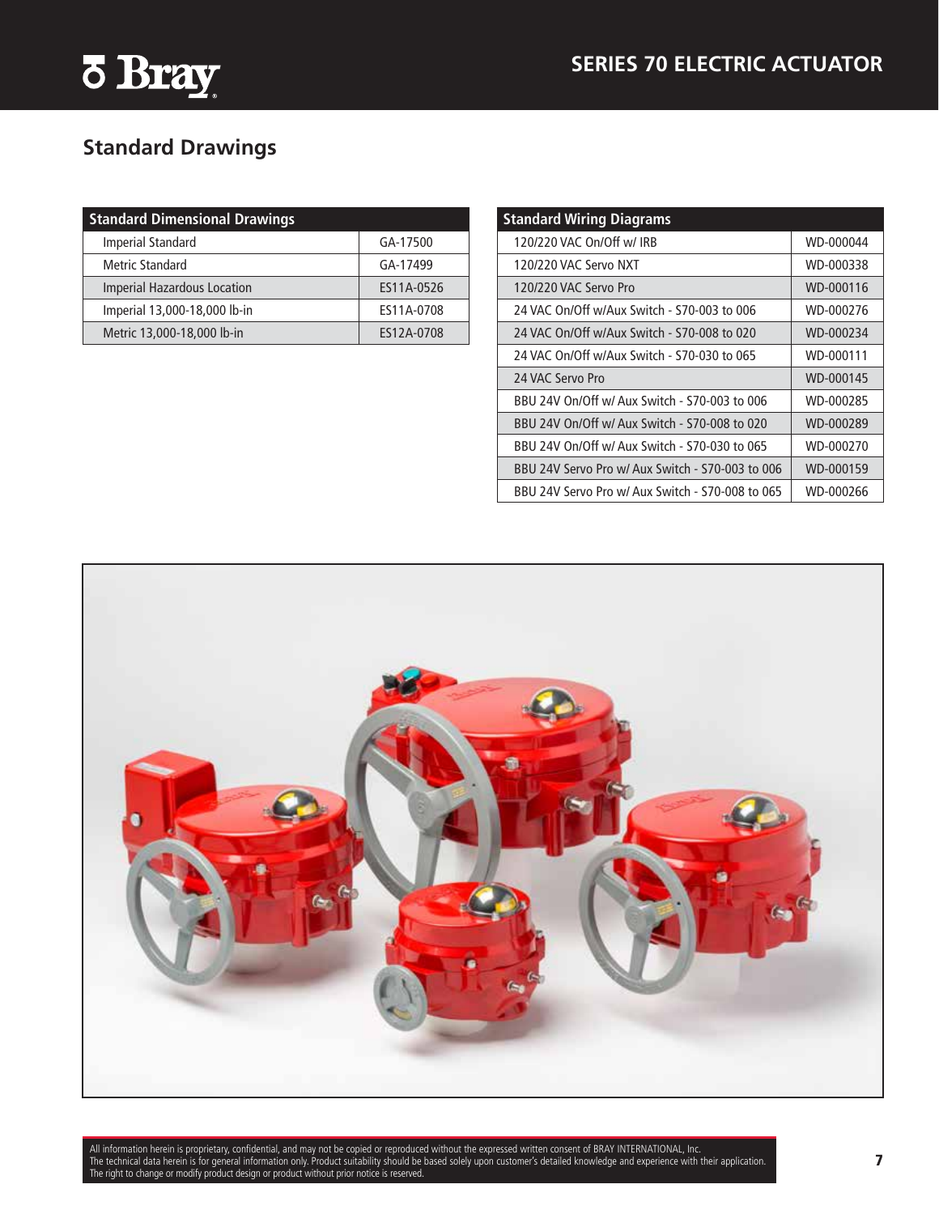## Standard Drawings

| Standard Dimensional Drawings | |
|---|---|
| Imperial Standard | GA-17500 |
| Metric Standard | GA-17499 |
| Imperial Hazardous Location | ES11A-0526 |
| Imperial 13,000-18,000 lb-in | ES11A-0708 |
| Metric 13,000-18,000 lb-in | ES12A-0708 |

| Standard Wiring Diagrams | |
|---|---|
| 120/220 VAC On/Off w/ IRB | WD-000044 |
| 120/220 VAC Servo NXT | WD-000338 |
| 120/220 VAC Servo Pro | WD-000116 |
| 24 VAC On/Off w/Aux Switch - S70-003 to 006 | WD-000276 |
| 24 VAC On/Off w/Aux Switch - S70-008 to 020 | WD-000234 |
| 24 VAC On/Off w/Aux Switch - S70-030 to 065 | WD-000111 |
| 24 VAC Servo Pro | WD-000145 |
| BBU 24V On/Off w/ Aux Switch - S70-003 to 006 | WD-000285 |
| BBU 24V On/Off w/ Aux Switch - S70-008 to 020 | WD-000289 |
| BBU 24V On/Off w/ Aux Switch - S70-030 to 065 | WD-000270 |
| BBU 24V Servo Pro w/ Aux Switch - S70-003 to 006 | WD-000159 |
| BBU 24V Servo Pro w/ Aux Switch - S70-008 to 065 | WD-000266 |

All information herein is proprietary, confidential, and may not be copied or reproduced without the expressed written consent of BRAY INTERNATIONAL, Inc.
The technical data herein is for general information only. Product suitability should be based solely upon customer's detailed knowledge and experience with their application.
The right to change or modify product design or product without prior notice is reserved.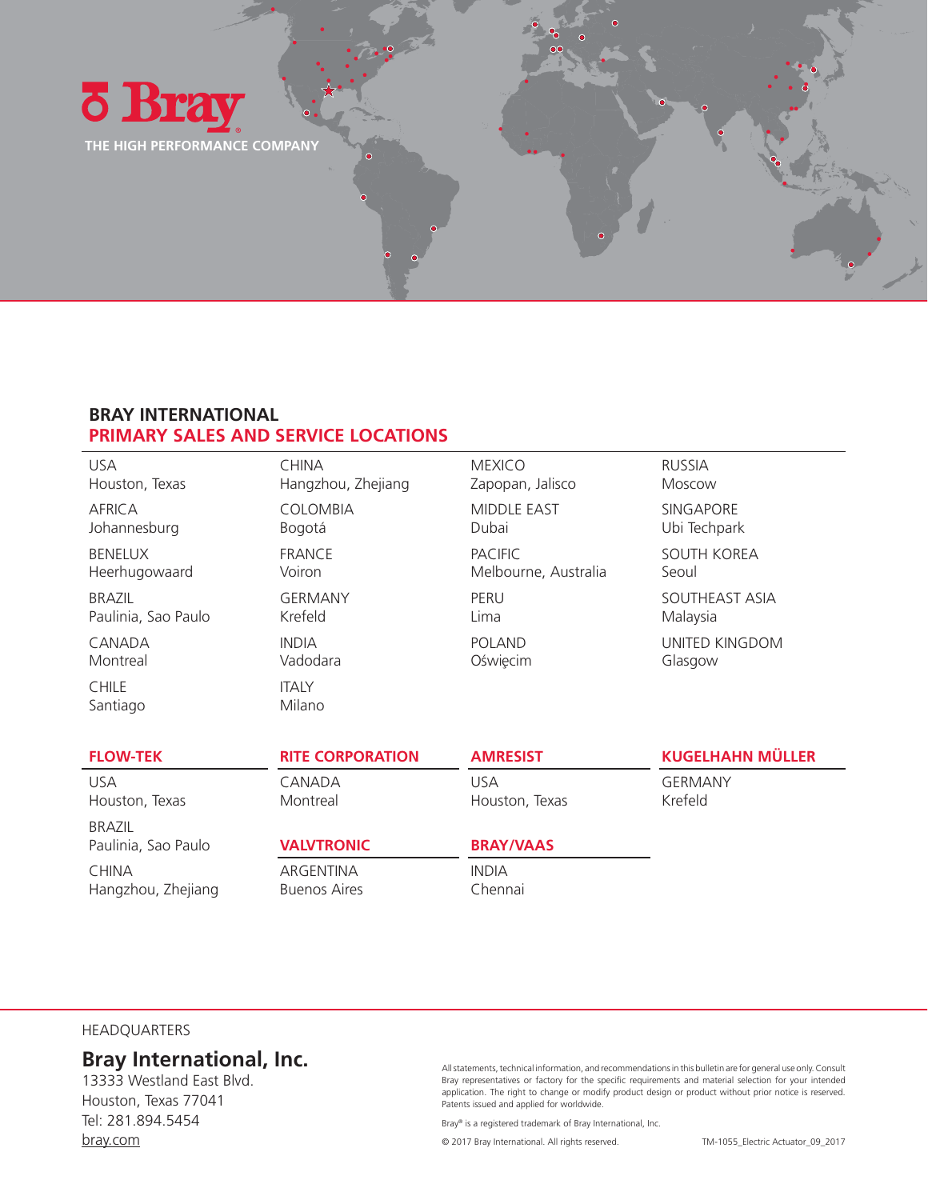Bray

THE HIGH PERFORMANCE COMPANY

## BRAY INTERNATIONAL
## PRIMARY SALES AND SERVICE LOCATIONS

USA
Houston, Texas

AFRICA
Johannesburg

BENELUX
Heerhugowaard

BRAZIL
Paulinia, Sao Paulo

CANADA
Montreal

CHILE
Santiago

CHINA
Hangzhou, Zhejiang

COLOMBIA
Bogotá

FRANCE
Voiron

GERMANY
Krefeld

INDIA
Vadodara

ITALY
Milano

MEXICO
Zapopan, Jalisco

MIDDLE EAST
Dubai

PACIFIC
Melbourne, Australia

PERU
Lima

POLAND
Oświęcim

RUSSIA
Moscow

SINGAPORE
Ubi Techpark

SOUTH KOREA
Seoul

SOUTHEAST ASIA
Malaysia

UNITED KINGDOM
Glasgow

### FLOW-TEK

USA
Houston, Texas

BRAZIL
Paulinia, Sao Paulo

CHINA
Hangzhou, Zhejiang

### RITE CORPORATION

CANADA
Montreal

### VALVTRONIC

ARGENTINA
Buenos Aires

### AMRESIST

USA
Houston, Texas

### BRAY/VAAS

INDIA
Chennai

### KUGELHAHN MÜLLER

GERMANY
Krefeld

HEADQUARTERS

**Bray International, Inc.**
13333 Westland East Blvd.
Houston, Texas 77041
Tel: 281.894.5454
bray.com

All statements, technical information, and recommendations in this bulletin are for general use only. Consult Bray representatives or factory for the specific requirements and material selection for your intended application. The right to change or modify product design or product without prior notice is reserved. Patents issued and applied for worldwide.

Bray® is a registered trademark of Bray International, Inc.

© 2017 Bray International. All rights reserved. TM-1055_Electric Actuator_09_2017